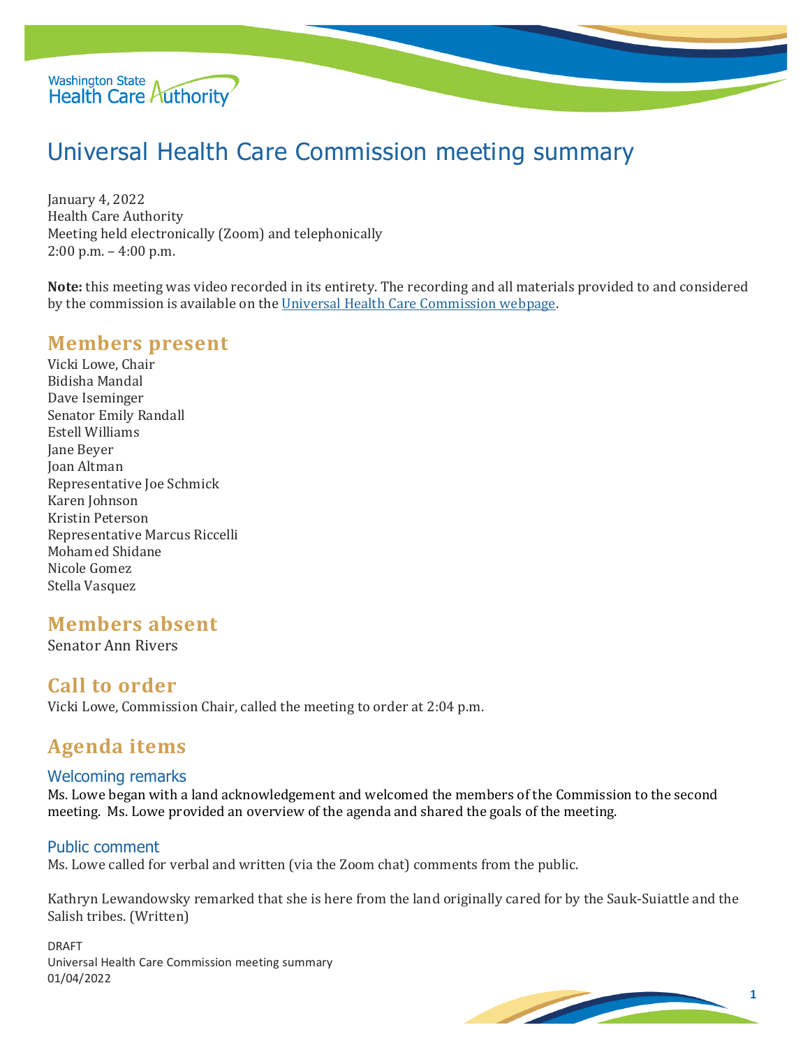# Universal Health Care Commission meeting summary

January 4, 2022
Health Care Authority
Meeting held electronically (Zoom) and telephonically
2:00 p.m. – 4:00 p.m.

**Note:** this meeting was video recorded in its entirety. The recording and all materials provided to and considered by the commission is available on the Universal Health Care Commission webpage.

## Members present

Vicki Lowe, Chair
Bidisha Mandal
Dave Iseminger
Senator Emily Randall
Estell Williams
Jane Beyer
Joan Altman
Representative Joe Schmick
Karen Johnson
Kristin Peterson
Representative Marcus Riccelli
Mohamed Shidane
Nicole Gomez
Stella Vasquez

## Members absent

Senator Ann Rivers

## Call to order

Vicki Lowe, Commission Chair, called the meeting to order at 2:04 p.m.

## Agenda items

### Welcoming remarks

Ms. Lowe began with a land acknowledgement and welcomed the members of the Commission to the second meeting. Ms. Lowe provided an overview of the agenda and shared the goals of the meeting.

### Public comment

Ms. Lowe called for verbal and written (via the Zoom chat) comments from the public.

Kathryn Lewandowsky remarked that she is here from the land originally cared for by the Sauk-Suiattle and the Salish tribes. (Written)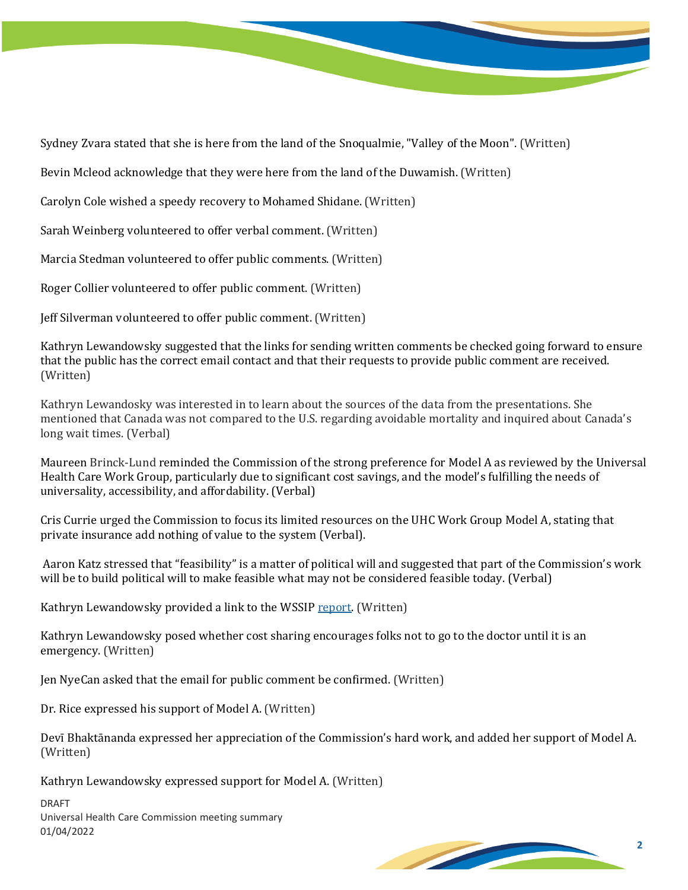Sydney Zvara stated that she is here from the land of the Snoqualmie, "Valley of the Moon". (Written)

Bevin Mcleod acknowledge that they were here from the land of the Duwamish. (Written)

Carolyn Cole wished a speedy recovery to Mohamed Shidane. (Written)

Sarah Weinberg volunteered to offer verbal comment. (Written)

Marcia Stedman volunteered to offer public comments. (Written)

Roger Collier volunteered to offer public comment. (Written)

Jeff Silverman volunteered to offer public comment. (Written)

Kathryn Lewandowsky suggested that the links for sending written comments be checked going forward to ensure that the public has the correct email contact and that their requests to provide public comment are received. (Written)

Kathryn Lewandosky was interested in to learn about the sources of the data from the presentations. She mentioned that Canada was not compared to the U.S. regarding avoidable mortality and inquired about Canada's long wait times. (Verbal)

Maureen Brinck-Lund reminded the Commission of the strong preference for Model A as reviewed by the Universal Health Care Work Group, particularly due to significant cost savings, and the model's fulfilling the needs of universality, accessibility, and affordability. (Verbal)

Cris Currie urged the Commission to focus its limited resources on the UHC Work Group Model A, stating that private insurance add nothing of value to the system (Verbal).

Aaron Katz stressed that "feasibility" is a matter of political will and suggested that part of the Commission's work will be to build political will to make feasible what may not be considered feasible today. (Verbal)

Kathryn Lewandowsky provided a link to the WSSIP report. (Written)

Kathryn Lewandowsky posed whether cost sharing encourages folks not to go to the doctor until it is an emergency. (Written)

Jen NyeCan asked that the email for public comment be confirmed. (Written)

Dr. Rice expressed his support of Model A. (Written)

Devī Bhaktānanda expressed her appreciation of the Commission's hard work, and added her support of Model A. (Written)

Kathryn Lewandowsky expressed support for Model A. (Written)

DRAFT
Universal Health Care Commission meeting summary
01/04/2022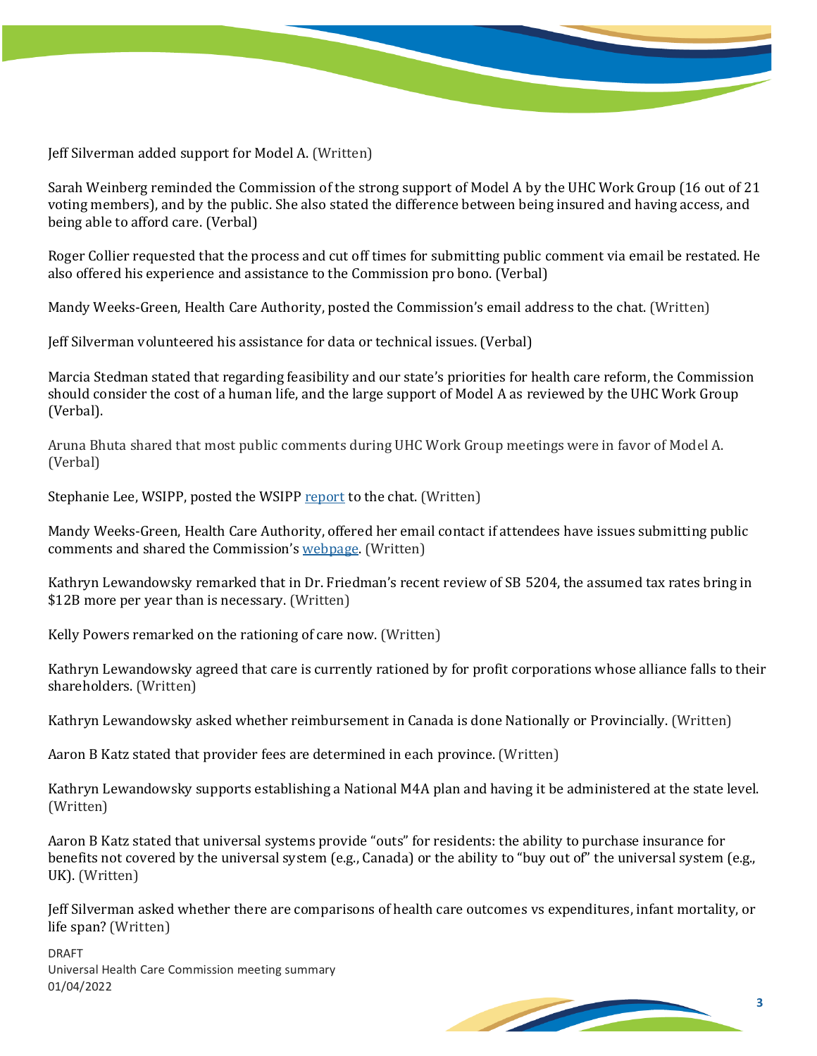Jeff Silverman added support for Model A. (Written)

Sarah Weinberg reminded the Commission of the strong support of Model A by the UHC Work Group (16 out of 21 voting members), and by the public. She also stated the difference between being insured and having access, and being able to afford care. (Verbal)

Roger Collier requested that the process and cut off times for submitting public comment via email be restated. He also offered his experience and assistance to the Commission pro bono. (Verbal)

Mandy Weeks-Green, Health Care Authority, posted the Commission's email address to the chat. (Written)

Jeff Silverman volunteered his assistance for data or technical issues. (Verbal)

Marcia Stedman stated that regarding feasibility and our state's priorities for health care reform, the Commission should consider the cost of a human life, and the large support of Model A as reviewed by the UHC Work Group (Verbal).

Aruna Bhuta shared that most public comments during UHC Work Group meetings were in favor of Model A. (Verbal)

Stephanie Lee, WSIPP, posted the WSIPP report to the chat. (Written)

Mandy Weeks-Green, Health Care Authority, offered her email contact if attendees have issues submitting public comments and shared the Commission's webpage. (Written)

Kathryn Lewandowsky remarked that in Dr. Friedman's recent review of SB 5204, the assumed tax rates bring in $12B more per year than is necessary. (Written)

Kelly Powers remarked on the rationing of care now. (Written)

Kathryn Lewandowsky agreed that care is currently rationed by for profit corporations whose alliance falls to their shareholders. (Written)

Kathryn Lewandowsky asked whether reimbursement in Canada is done Nationally or Provincially. (Written)

Aaron B Katz stated that provider fees are determined in each province. (Written)

Kathryn Lewandowsky supports establishing a National M4A plan and having it be administered at the state level. (Written)

Aaron B Katz stated that universal systems provide "outs" for residents: the ability to purchase insurance for benefits not covered by the universal system (e.g., Canada) or the ability to "buy out of" the universal system (e.g., UK). (Written)

Jeff Silverman asked whether there are comparisons of health care outcomes vs expenditures, infant mortality, or life span? (Written)

DRAFT
Universal Health Care Commission meeting summary
01/04/2022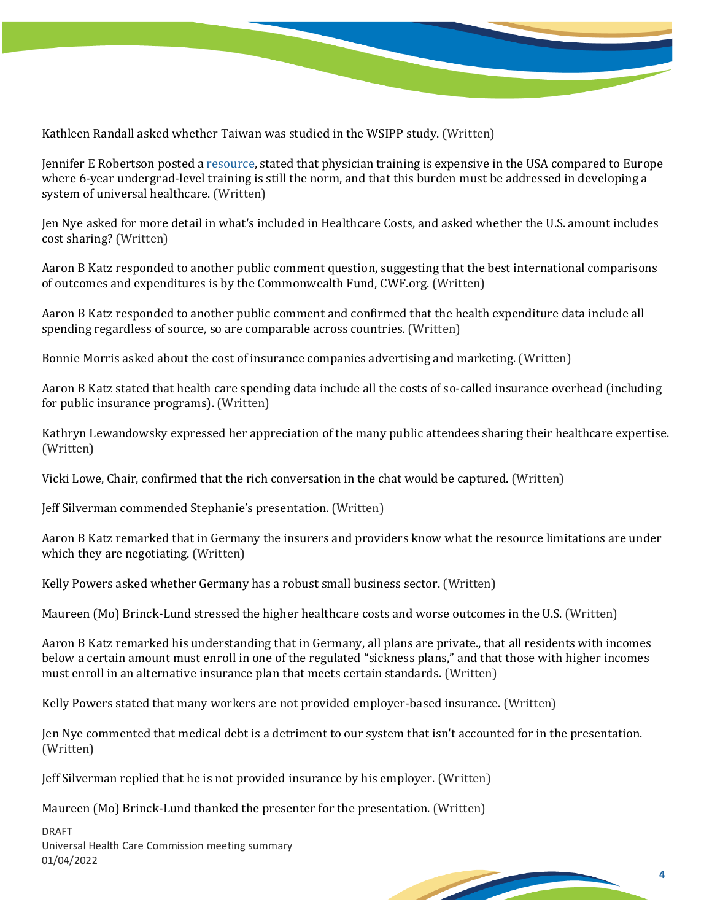Kathleen Randall asked whether Taiwan was studied in the WSIPP study. (Written)

Jennifer E Robertson posted a resource, stated that physician training is expensive in the USA compared to Europe where 6-year undergrad-level training is still the norm, and that this burden must be addressed in developing a system of universal healthcare. (Written)

Jen Nye asked for more detail in what's included in Healthcare Costs, and asked whether the U.S. amount includes cost sharing? (Written)

Aaron B Katz responded to another public comment question, suggesting that the best international comparisons of outcomes and expenditures is by the Commonwealth Fund, CWF.org. (Written)

Aaron B Katz responded to another public comment and confirmed that the health expenditure data include all spending regardless of source, so are comparable across countries. (Written)

Bonnie Morris asked about the cost of insurance companies advertising and marketing. (Written)

Aaron B Katz stated that health care spending data include all the costs of so-called insurance overhead (including for public insurance programs). (Written)

Kathryn Lewandowsky expressed her appreciation of the many public attendees sharing their healthcare expertise. (Written)

Vicki Lowe, Chair, confirmed that the rich conversation in the chat would be captured. (Written)

Jeff Silverman commended Stephanie's presentation. (Written)

Aaron B Katz remarked that in Germany the insurers and providers know what the resource limitations are under which they are negotiating. (Written)

Kelly Powers asked whether Germany has a robust small business sector. (Written)

Maureen (Mo) Brinck-Lund stressed the higher healthcare costs and worse outcomes in the U.S. (Written)

Aaron B Katz remarked his understanding that in Germany, all plans are private., that all residents with incomes below a certain amount must enroll in one of the regulated "sickness plans," and that those with higher incomes must enroll in an alternative insurance plan that meets certain standards. (Written)

Kelly Powers stated that many workers are not provided employer-based insurance. (Written)

Jen Nye commented that medical debt is a detriment to our system that isn't accounted for in the presentation. (Written)

Jeff Silverman replied that he is not provided insurance by his employer. (Written)

Maureen (Mo) Brinck-Lund thanked the presenter for the presentation. (Written)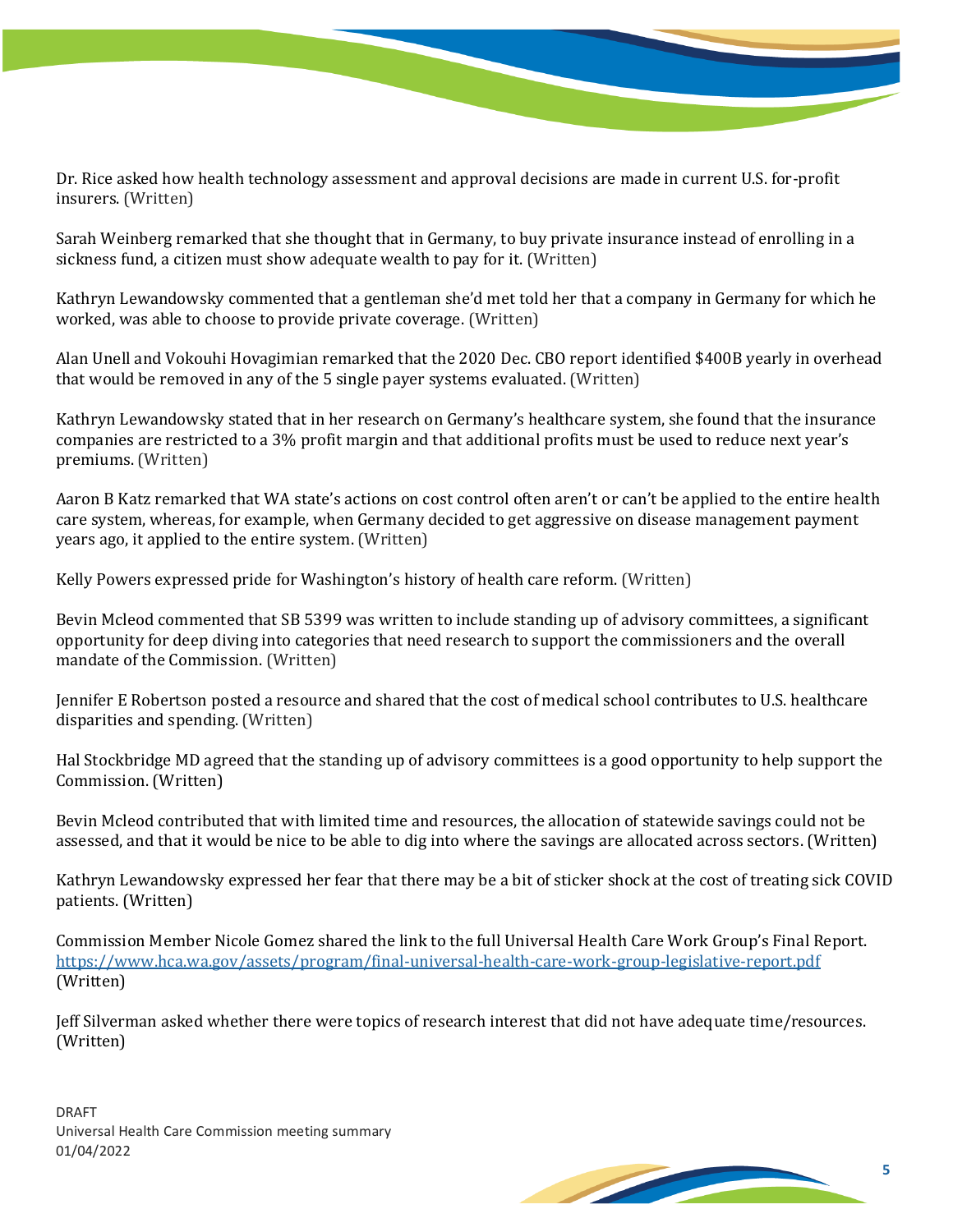Dr. Rice asked how health technology assessment and approval decisions are made in current U.S. for-profit insurers. (Written)

Sarah Weinberg remarked that she thought that in Germany, to buy private insurance instead of enrolling in a sickness fund, a citizen must show adequate wealth to pay for it. (Written)

Kathryn Lewandowsky commented that a gentleman she'd met told her that a company in Germany for which he worked, was able to choose to provide private coverage. (Written)

Alan Unell and Vokouhi Hovagimian remarked that the 2020 Dec. CBO report identified $400B yearly in overhead that would be removed in any of the 5 single payer systems evaluated. (Written)

Kathryn Lewandowsky stated that in her research on Germany's healthcare system, she found that the insurance companies are restricted to a 3% profit margin and that additional profits must be used to reduce next year's premiums. (Written)

Aaron B Katz remarked that WA state's actions on cost control often aren't or can't be applied to the entire health care system, whereas, for example, when Germany decided to get aggressive on disease management payment years ago, it applied to the entire system. (Written)

Kelly Powers expressed pride for Washington's history of health care reform. (Written)

Bevin Mcleod commented that SB 5399 was written to include standing up of advisory committees, a significant opportunity for deep diving into categories that need research to support the commissioners and the overall mandate of the Commission. (Written)

Jennifer E Robertson posted a resource and shared that the cost of medical school contributes to U.S. healthcare disparities and spending. (Written)

Hal Stockbridge MD agreed that the standing up of advisory committees is a good opportunity to help support the Commission. (Written)

Bevin Mcleod contributed that with limited time and resources, the allocation of statewide savings could not be assessed, and that it would be nice to be able to dig into where the savings are allocated across sectors. (Written)

Kathryn Lewandowsky expressed her fear that there may be a bit of sticker shock at the cost of treating sick COVID patients. (Written)

Commission Member Nicole Gomez shared the link to the full Universal Health Care Work Group's Final Report. https://www.hca.wa.gov/assets/program/final-universal-health-care-work-group-legislative-report.pdf (Written)

Jeff Silverman asked whether there were topics of research interest that did not have adequate time/resources. (Written)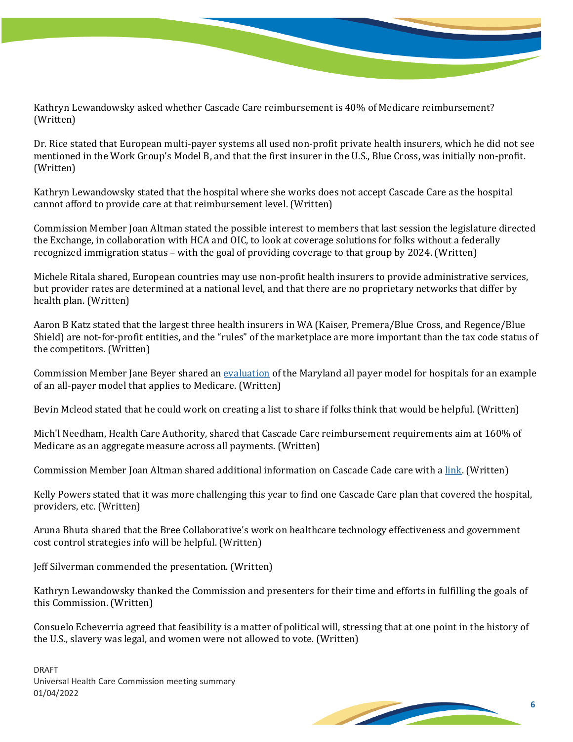Kathryn Lewandowsky asked whether Cascade Care reimbursement is 40% of Medicare reimbursement? (Written)

Dr. Rice stated that European multi-payer systems all used non-profit private health insurers, which he did not see mentioned in the Work Group's Model B, and that the first insurer in the U.S., Blue Cross, was initially non-profit. (Written)

Kathryn Lewandowsky stated that the hospital where she works does not accept Cascade Care as the hospital cannot afford to provide care at that reimbursement level. (Written)

Commission Member Joan Altman stated the possible interest to members that last session the legislature directed the Exchange, in collaboration with HCA and OIC, to look at coverage solutions for folks without a federally recognized immigration status – with the goal of providing coverage to that group by 2024. (Written)

Michele Ritala shared, European countries may use non-profit health insurers to provide administrative services, but provider rates are determined at a national level, and that there are no proprietary networks that differ by health plan. (Written)

Aaron B Katz stated that the largest three health insurers in WA (Kaiser, Premera/Blue Cross, and Regence/Blue Shield) are not-for-profit entities, and the "rules" of the marketplace are more important than the tax code status of the competitors. (Written)

Commission Member Jane Beyer shared an evaluation of the Maryland all payer model for hospitals for an example of an all-payer model that applies to Medicare. (Written)

Bevin Mcleod stated that he could work on creating a list to share if folks think that would be helpful. (Written)

Mich'l Needham, Health Care Authority, shared that Cascade Care reimbursement requirements aim at 160% of Medicare as an aggregate measure across all payments. (Written)

Commission Member Joan Altman shared additional information on Cascade Cade care with a link. (Written)

Kelly Powers stated that it was more challenging this year to find one Cascade Care plan that covered the hospital, providers, etc. (Written)

Aruna Bhuta shared that the Bree Collaborative's work on healthcare technology effectiveness and government cost control strategies info will be helpful. (Written)

Jeff Silverman commended the presentation. (Written)

Kathryn Lewandowsky thanked the Commission and presenters for their time and efforts in fulfilling the goals of this Commission. (Written)

Consuelo Echeverria agreed that feasibility is a matter of political will, stressing that at one point in the history of the U.S., slavery was legal, and women were not allowed to vote. (Written)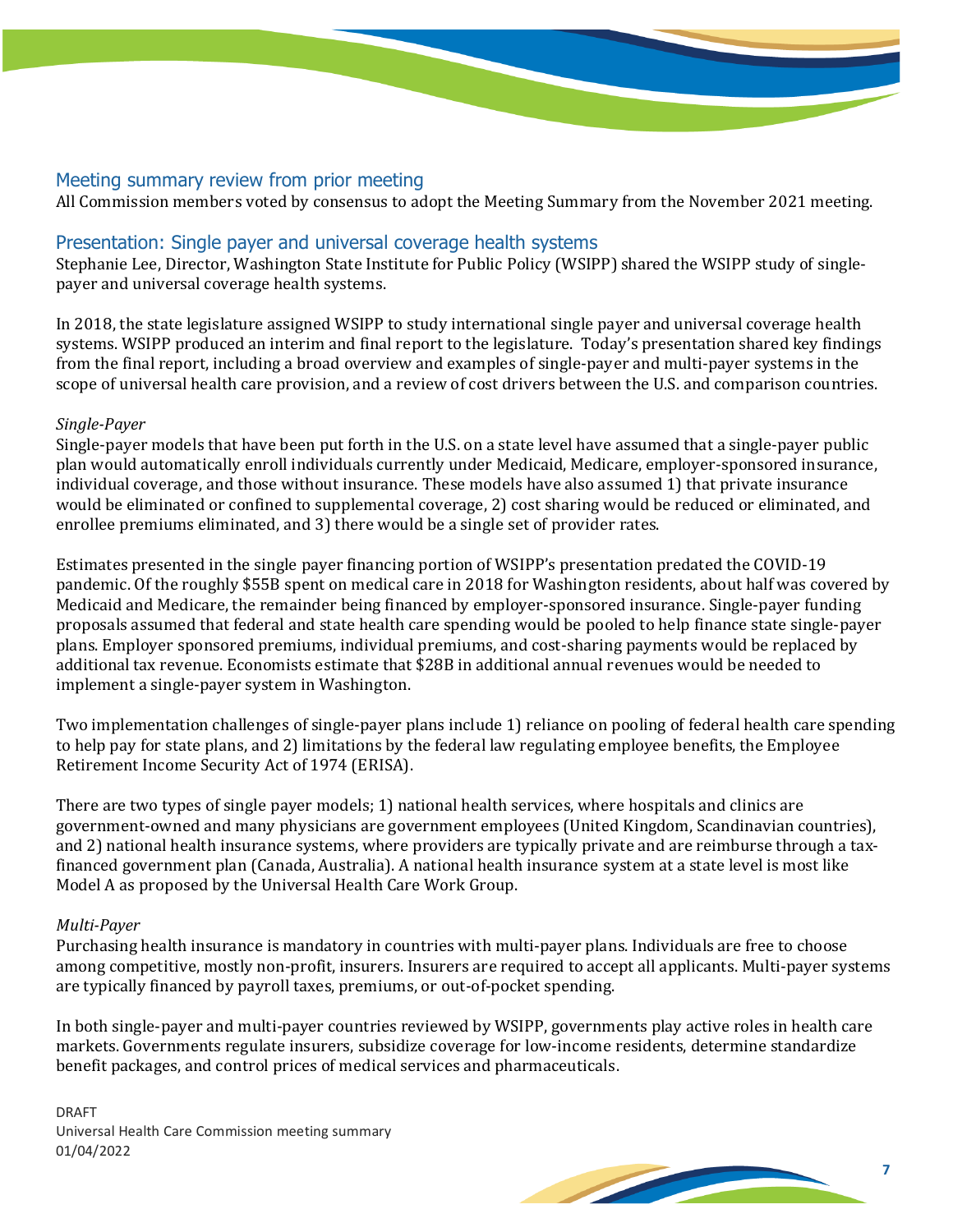## Meeting summary review from prior meeting

All Commission members voted by consensus to adopt the Meeting Summary from the November 2021 meeting.

## Presentation: Single payer and universal coverage health systems

Stephanie Lee, Director, Washington State Institute for Public Policy (WSIPP) shared the WSIPP study of single-payer and universal coverage health systems.

In 2018, the state legislature assigned WSIPP to study international single payer and universal coverage health systems. WSIPP produced an interim and final report to the legislature. Today's presentation shared key findings from the final report, including a broad overview and examples of single-payer and multi-payer systems in the scope of universal health care provision, and a review of cost drivers between the U.S. and comparison countries.

*Single-Payer*

Single-payer models that have been put forth in the U.S. on a state level have assumed that a single-payer public plan would automatically enroll individuals currently under Medicaid, Medicare, employer-sponsored insurance, individual coverage, and those without insurance. These models have also assumed 1) that private insurance would be eliminated or confined to supplemental coverage, 2) cost sharing would be reduced or eliminated, and enrollee premiums eliminated, and 3) there would be a single set of provider rates.

Estimates presented in the single payer financing portion of WSIPP's presentation predated the COVID-19 pandemic. Of the roughly $55B spent on medical care in 2018 for Washington residents, about half was covered by Medicaid and Medicare, the remainder being financed by employer-sponsored insurance. Single-payer funding proposals assumed that federal and state health care spending would be pooled to help finance state single-payer plans. Employer sponsored premiums, individual premiums, and cost-sharing payments would be replaced by additional tax revenue. Economists estimate that $28B in additional annual revenues would be needed to implement a single-payer system in Washington.

Two implementation challenges of single-payer plans include 1) reliance on pooling of federal health care spending to help pay for state plans, and 2) limitations by the federal law regulating employee benefits, the Employee Retirement Income Security Act of 1974 (ERISA).

There are two types of single payer models; 1) national health services, where hospitals and clinics are government-owned and many physicians are government employees (United Kingdom, Scandinavian countries), and 2) national health insurance systems, where providers are typically private and are reimburse through a tax-financed government plan (Canada, Australia). A national health insurance system at a state level is most like Model A as proposed by the Universal Health Care Work Group.

*Multi-Payer*

Purchasing health insurance is mandatory in countries with multi-payer plans. Individuals are free to choose among competitive, mostly non-profit, insurers. Insurers are required to accept all applicants. Multi-payer systems are typically financed by payroll taxes, premiums, or out-of-pocket spending.

In both single-payer and multi-payer countries reviewed by WSIPP, governments play active roles in health care markets. Governments regulate insurers, subsidize coverage for low-income residents, determine standardize benefit packages, and control prices of medical services and pharmaceuticals.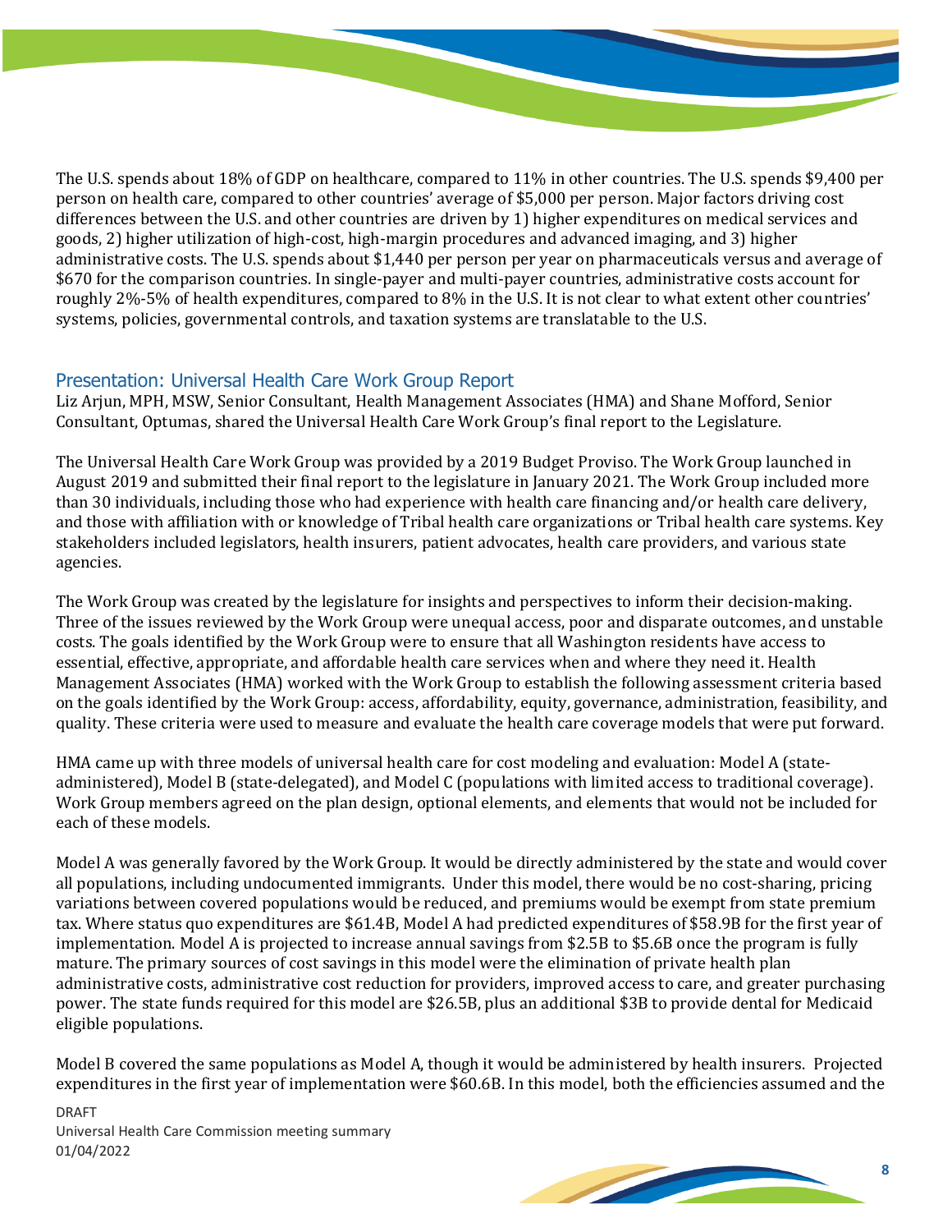The U.S. spends about 18% of GDP on healthcare, compared to 11% in other countries. The U.S. spends $9,400 per person on health care, compared to other countries' average of $5,000 per person. Major factors driving cost differences between the U.S. and other countries are driven by 1) higher expenditures on medical services and goods, 2) higher utilization of high-cost, high-margin procedures and advanced imaging, and 3) higher administrative costs. The U.S. spends about $1,440 per person per year on pharmaceuticals versus and average of $670 for the comparison countries. In single-payer and multi-payer countries, administrative costs account for roughly 2%-5% of health expenditures, compared to 8% in the U.S. It is not clear to what extent other countries' systems, policies, governmental controls, and taxation systems are translatable to the U.S.

## Presentation: Universal Health Care Work Group Report

Liz Arjun, MPH, MSW, Senior Consultant, Health Management Associates (HMA) and Shane Mofford, Senior Consultant, Optumas, shared the Universal Health Care Work Group's final report to the Legislature.

The Universal Health Care Work Group was provided by a 2019 Budget Proviso. The Work Group launched in August 2019 and submitted their final report to the legislature in January 2021. The Work Group included more than 30 individuals, including those who had experience with health care financing and/or health care delivery, and those with affiliation with or knowledge of Tribal health care organizations or Tribal health care systems. Key stakeholders included legislators, health insurers, patient advocates, health care providers, and various state agencies.

The Work Group was created by the legislature for insights and perspectives to inform their decision-making. Three of the issues reviewed by the Work Group were unequal access, poor and disparate outcomes, and unstable costs. The goals identified by the Work Group were to ensure that all Washington residents have access to essential, effective, appropriate, and affordable health care services when and where they need it. Health Management Associates (HMA) worked with the Work Group to establish the following assessment criteria based on the goals identified by the Work Group: access, affordability, equity, governance, administration, feasibility, and quality. These criteria were used to measure and evaluate the health care coverage models that were put forward.

HMA came up with three models of universal health care for cost modeling and evaluation: Model A (state-administered), Model B (state-delegated), and Model C (populations with limited access to traditional coverage). Work Group members agreed on the plan design, optional elements, and elements that would not be included for each of these models.

Model A was generally favored by the Work Group. It would be directly administered by the state and would cover all populations, including undocumented immigrants. Under this model, there would be no cost-sharing, pricing variations between covered populations would be reduced, and premiums would be exempt from state premium tax. Where status quo expenditures are $61.4B, Model A had predicted expenditures of $58.9B for the first year of implementation. Model A is projected to increase annual savings from $2.5B to $5.6B once the program is fully mature. The primary sources of cost savings in this model were the elimination of private health plan administrative costs, administrative cost reduction for providers, improved access to care, and greater purchasing power. The state funds required for this model are $26.5B, plus an additional $3B to provide dental for Medicaid eligible populations.

Model B covered the same populations as Model A, though it would be administered by health insurers. Projected expenditures in the first year of implementation were $60.6B. In this model, both the efficiencies assumed and the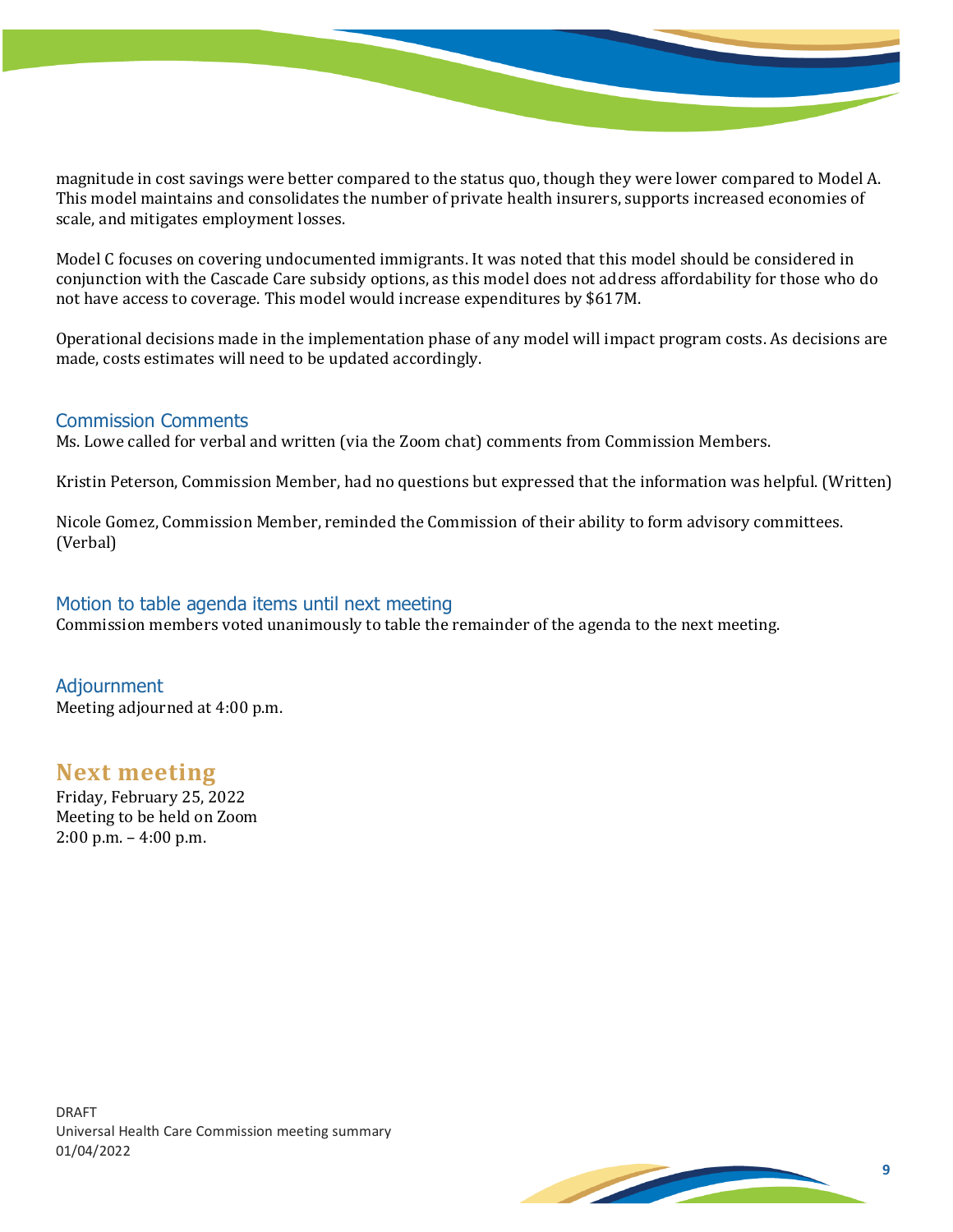magnitude in cost savings were better compared to the status quo, though they were lower compared to Model A. This model maintains and consolidates the number of private health insurers, supports increased economies of scale, and mitigates employment losses.

Model C focuses on covering undocumented immigrants. It was noted that this model should be considered in conjunction with the Cascade Care subsidy options, as this model does not address affordability for those who do not have access to coverage. This model would increase expenditures by $617M.

Operational decisions made in the implementation phase of any model will impact program costs. As decisions are made, costs estimates will need to be updated accordingly.

### Commission Comments

Ms. Lowe called for verbal and written (via the Zoom chat) comments from Commission Members.

Kristin Peterson, Commission Member, had no questions but expressed that the information was helpful. (Written)

Nicole Gomez, Commission Member, reminded the Commission of their ability to form advisory committees. (Verbal)

### Motion to table agenda items until next meeting

Commission members voted unanimously to table the remainder of the agenda to the next meeting.

### Adjournment

Meeting adjourned at 4:00 p.m.

## Next meeting

Friday, February 25, 2022
Meeting to be held on Zoom
2:00 p.m. – 4:00 p.m.